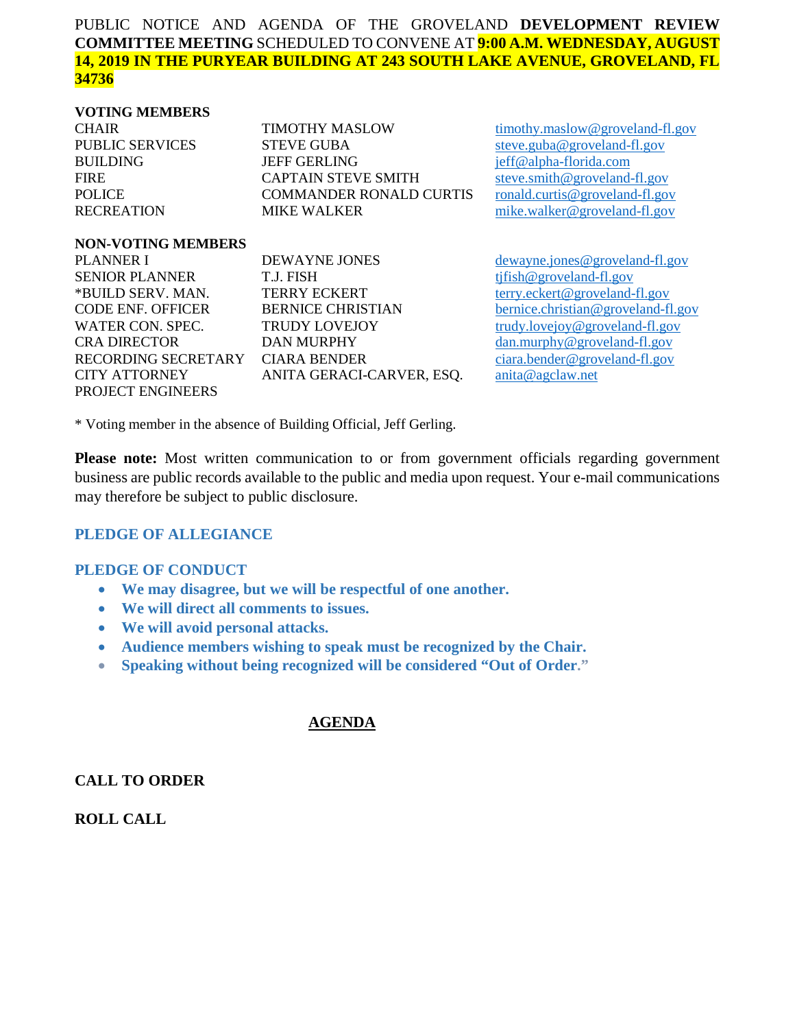PUBLIC NOTICE AND AGENDA OF THE GROVELAND **DEVELOPMENT REVIEW COMMITTEE MEETING** SCHEDULED TO CONVENE AT **9:00 A.M. WEDNESDAY, AUGUST 14, 2019 IN THE PURYEAR BUILDING AT 243 SOUTH LAKE AVENUE, GROVELAND, FL 34736**

**VOTING MEMBERS**

| | | |
|---|---|---|
| CHAIR | TIMOTHY MASLOW | timothy.maslow@groveland-fl.gov |
| PUBLIC SERVICES | STEVE GUBA | steve.guba@groveland-fl.gov |
| BUILDING | JEFF GERLING | jeff@alpha-florida.com |
| FIRE | CAPTAIN STEVE SMITH | steve.smith@groveland-fl.gov |
| POLICE | COMMANDER RONALD CURTIS | ronald.curtis@groveland-fl.gov |
| RECREATION | MIKE WALKER | mike.walker@groveland-fl.gov |

**NON-VOTING MEMBERS**

| | | |
|---|---|---|
| PLANNER I | DEWAYNE JONES | dewayne.jones@groveland-fl.gov |
| SENIOR PLANNER | T.J. FISH | tjfish@groveland-fl.gov |
| *BUILD SERV. MAN. | TERRY ECKERT | terry.eckert@groveland-fl.gov |
| CODE ENF. OFFICER | BERNICE CHRISTIAN | bernice.christian@groveland-fl.gov |
| WATER CON. SPEC. | TRUDY LOVEJOY | trudy.lovejoy@groveland-fl.gov |
| CRA DIRECTOR | DAN MURPHY | dan.murphy@groveland-fl.gov |
| RECORDING SECRETARY | CIARA BENDER | ciara.bender@groveland-fl.gov |
| CITY ATTORNEY | ANITA GERACI-CARVER, ESQ. | anita@agclaw.net |
| PROJECT ENGINEERS | | |

* Voting member in the absence of Building Official, Jeff Gerling.

**Please note:** Most written communication to or from government officials regarding government business are public records available to the public and media upon request. Your e-mail communications may therefore be subject to public disclosure.

## PLEDGE OF ALLEGIANCE

## PLEDGE OF CONDUCT

- **We may disagree, but we will be respectful of one another.**
- **We will direct all comments to issues.**
- **We will avoid personal attacks.**
- **Audience members wishing to speak must be recognized by the Chair.**
- **Speaking without being recognized will be considered "Out of Order."**

## AGENDA

**CALL TO ORDER**

**ROLL CALL**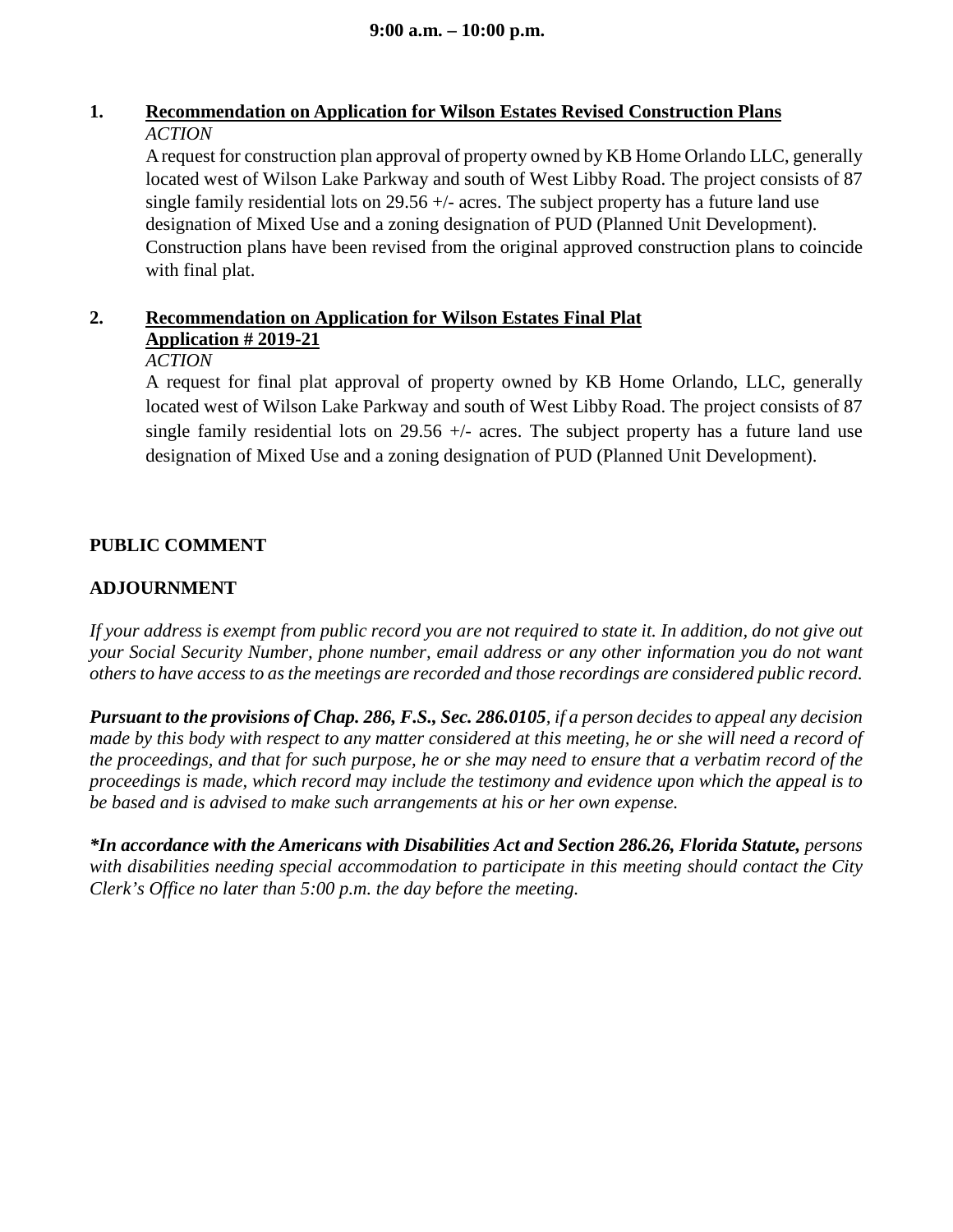**9:00 a.m. – 10:00 p.m.**

**1. Recommendation on Application for Wilson Estates Revised Construction Plans**

*ACTION*

A request for construction plan approval of property owned by KB Home Orlando LLC, generally located west of Wilson Lake Parkway and south of West Libby Road. The project consists of 87 single family residential lots on 29.56 +/- acres. The subject property has a future land use designation of Mixed Use and a zoning designation of PUD (Planned Unit Development). Construction plans have been revised from the original approved construction plans to coincide with final plat.

**2. Recommendation on Application for Wilson Estates Final Plat Application # 2019-21**

*ACTION*

A request for final plat approval of property owned by KB Home Orlando, LLC, generally located west of Wilson Lake Parkway and south of West Libby Road. The project consists of 87 single family residential lots on 29.56 +/- acres. The subject property has a future land use designation of Mixed Use and a zoning designation of PUD (Planned Unit Development).

**PUBLIC COMMENT**

**ADJOURNMENT**

*If your address is exempt from public record you are not required to state it. In addition, do not give out your Social Security Number, phone number, email address or any other information you do not want others to have access to as the meetings are recorded and those recordings are considered public record.*

***Pursuant to the provisions of Chap. 286, F.S., Sec. 286.0105**, if a person decides to appeal any decision made by this body with respect to any matter considered at this meeting, he or she will need a record of the proceedings, and that for such purpose, he or she may need to ensure that a verbatim record of the proceedings is made, which record may include the testimony and evidence upon which the appeal is to be based and is advised to make such arrangements at his or her own expense.*

***\*In accordance with the Americans with Disabilities Act and Section 286.26, Florida Statute,** persons with disabilities needing special accommodation to participate in this meeting should contact the City Clerk's Office no later than 5:00 p.m. the day before the meeting.*